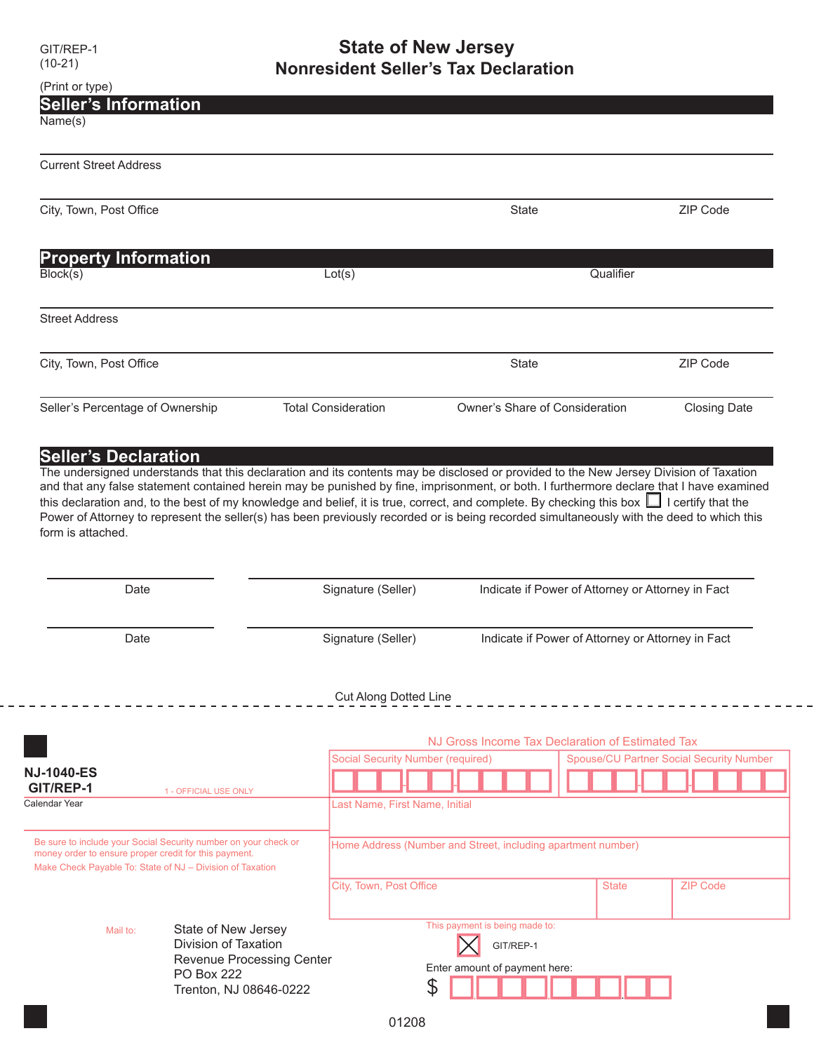GIT/REP-1
(10-21)

# State of New Jersey
# Nonresident Seller's Tax Declaration

(Print or type)

## Seller's Information

Name(s)

Current Street Address

| City, Town, Post Office | State | ZIP Code |
|---|---|---|
| | | |

## Property Information

| Block(s) | Lot(s) | Qualifier |
|---|---|---|
| | | |

Street Address

| City, Town, Post Office | State | ZIP Code |
|---|---|---|
| | | |

| Seller's Percentage of Ownership | Total Consideration | Owner's Share of Consideration | Closing Date |
|---|---|---|---|
| | | | |

## Seller's Declaration

The undersigned understands that this declaration and its contents may be disclosed or provided to the New Jersey Division of Taxation and that any false statement contained herein may be punished by fine, imprisonment, or both. I furthermore declare that I have examined this declaration and, to the best of my knowledge and belief, it is true, correct, and complete. By checking this box ☐ I certify that the Power of Attorney to represent the seller(s) has been previously recorded or is being recorded simultaneously with the deed to which this form is attached.

| Date | Signature (Seller) | Indicate if Power of Attorney or Attorney in Fact |
|---|---|---|
| | | |

| Date | Signature (Seller) | Indicate if Power of Attorney or Attorney in Fact |
|---|---|---|
| | | |

Cut Along Dotted Line

---

**NJ-1040-ES**
**GIT/REP-1**

1 - OFFICIAL USE ONLY

Calendar Year

NJ Gross Income Tax Declaration of Estimated Tax

| Social Security Number (required) | Spouse/CU Partner Social Security Number |
|---|---|
| | |

Last Name, First Name, Initial

Home Address (Number and Street, including apartment number)

| City, Town, Post Office | State | ZIP Code |
|---|---|---|
| | | |

Be sure to include your Social Security number on your check or money order to ensure proper credit for this payment.
Make Check Payable To: State of NJ – Division of Taxation

Mail to: State of New Jersey
Division of Taxation
Revenue Processing Center
PO Box 222
Trenton, NJ 08646-0222

This payment is being made to:

☒ GIT/REP-1

Enter amount of payment here:

$

01208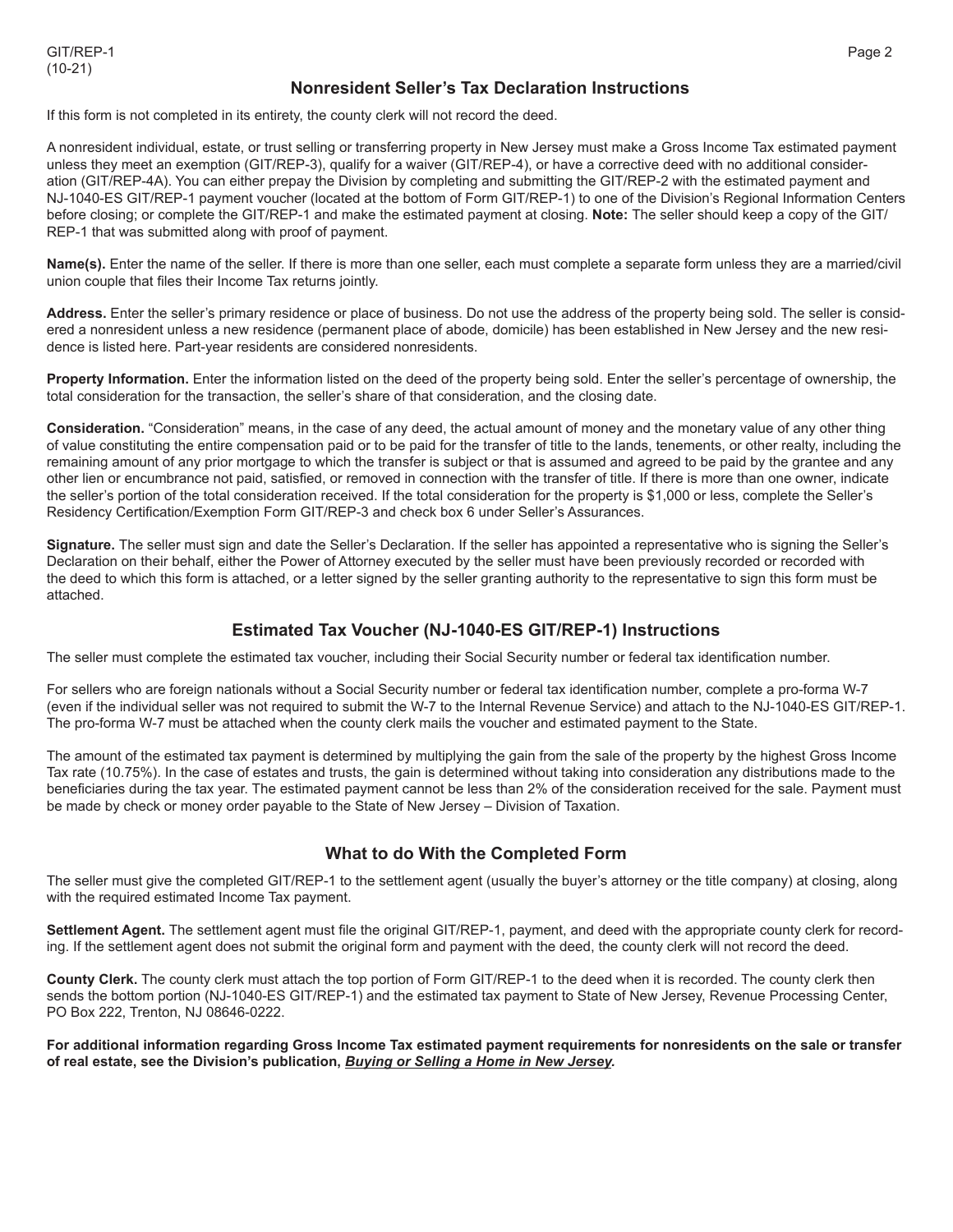## Nonresident Seller's Tax Declaration Instructions

If this form is not completed in its entirety, the county clerk will not record the deed.

A nonresident individual, estate, or trust selling or transferring property in New Jersey must make a Gross Income Tax estimated payment unless they meet an exemption (GIT/REP-3), qualify for a waiver (GIT/REP-4), or have a corrective deed with no additional consideration (GIT/REP-4A). You can either prepay the Division by completing and submitting the GIT/REP-2 with the estimated payment and NJ-1040-ES GIT/REP-1 payment voucher (located at the bottom of Form GIT/REP-1) to one of the Division's Regional Information Centers before closing; or complete the GIT/REP-1 and make the estimated payment at closing. **Note:** The seller should keep a copy of the GIT/REP-1 that was submitted along with proof of payment.

**Name(s).** Enter the name of the seller. If there is more than one seller, each must complete a separate form unless they are a married/civil union couple that files their Income Tax returns jointly.

**Address.** Enter the seller's primary residence or place of business. Do not use the address of the property being sold. The seller is considered a nonresident unless a new residence (permanent place of abode, domicile) has been established in New Jersey and the new residence is listed here. Part-year residents are considered nonresidents.

**Property Information.** Enter the information listed on the deed of the property being sold. Enter the seller's percentage of ownership, the total consideration for the transaction, the seller's share of that consideration, and the closing date.

**Consideration.** "Consideration" means, in the case of any deed, the actual amount of money and the monetary value of any other thing of value constituting the entire compensation paid or to be paid for the transfer of title to the lands, tenements, or other realty, including the remaining amount of any prior mortgage to which the transfer is subject or that is assumed and agreed to be paid by the grantee and any other lien or encumbrance not paid, satisfied, or removed in connection with the transfer of title. If there is more than one owner, indicate the seller's portion of the total consideration received. If the total consideration for the property is $1,000 or less, complete the Seller's Residency Certification/Exemption Form GIT/REP-3 and check box 6 under Seller's Assurances.

**Signature.** The seller must sign and date the Seller's Declaration. If the seller has appointed a representative who is signing the Seller's Declaration on their behalf, either the Power of Attorney executed by the seller must have been previously recorded or recorded with the deed to which this form is attached, or a letter signed by the seller granting authority to the representative to sign this form must be attached.

## Estimated Tax Voucher (NJ-1040-ES GIT/REP-1) Instructions

The seller must complete the estimated tax voucher, including their Social Security number or federal tax identification number.

For sellers who are foreign nationals without a Social Security number or federal tax identification number, complete a pro-forma W-7 (even if the individual seller was not required to submit the W-7 to the Internal Revenue Service) and attach to the NJ-1040-ES GIT/REP-1. The pro-forma W-7 must be attached when the county clerk mails the voucher and estimated payment to the State.

The amount of the estimated tax payment is determined by multiplying the gain from the sale of the property by the highest Gross Income Tax rate (10.75%). In the case of estates and trusts, the gain is determined without taking into consideration any distributions made to the beneficiaries during the tax year. The estimated payment cannot be less than 2% of the consideration received for the sale. Payment must be made by check or money order payable to the State of New Jersey – Division of Taxation.

## What to do With the Completed Form

The seller must give the completed GIT/REP-1 to the settlement agent (usually the buyer's attorney or the title company) at closing, along with the required estimated Income Tax payment.

**Settlement Agent.** The settlement agent must file the original GIT/REP-1, payment, and deed with the appropriate county clerk for recording. If the settlement agent does not submit the original form and payment with the deed, the county clerk will not record the deed.

**County Clerk.** The county clerk must attach the top portion of Form GIT/REP-1 to the deed when it is recorded. The county clerk then sends the bottom portion (NJ-1040-ES GIT/REP-1) and the estimated tax payment to State of New Jersey, Revenue Processing Center, PO Box 222, Trenton, NJ 08646-0222.

**For additional information regarding Gross Income Tax estimated payment requirements for nonresidents on the sale or transfer of real estate, see the Division's publication, *Buying or Selling a Home in New Jersey*.**